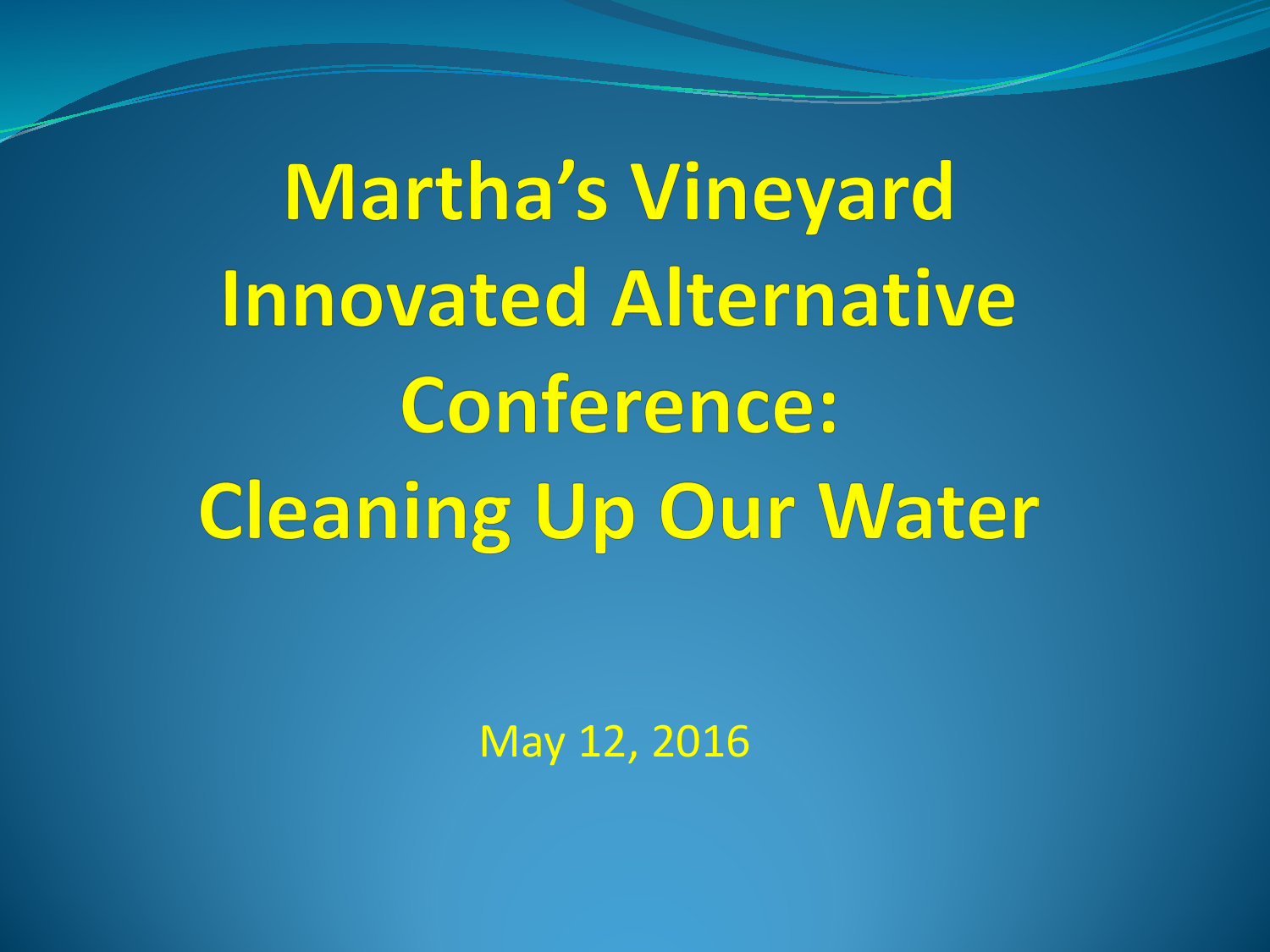# Martha’s Vineyard Innovated Alternative Conference: Cleaning Up Our Water

May 12, 2016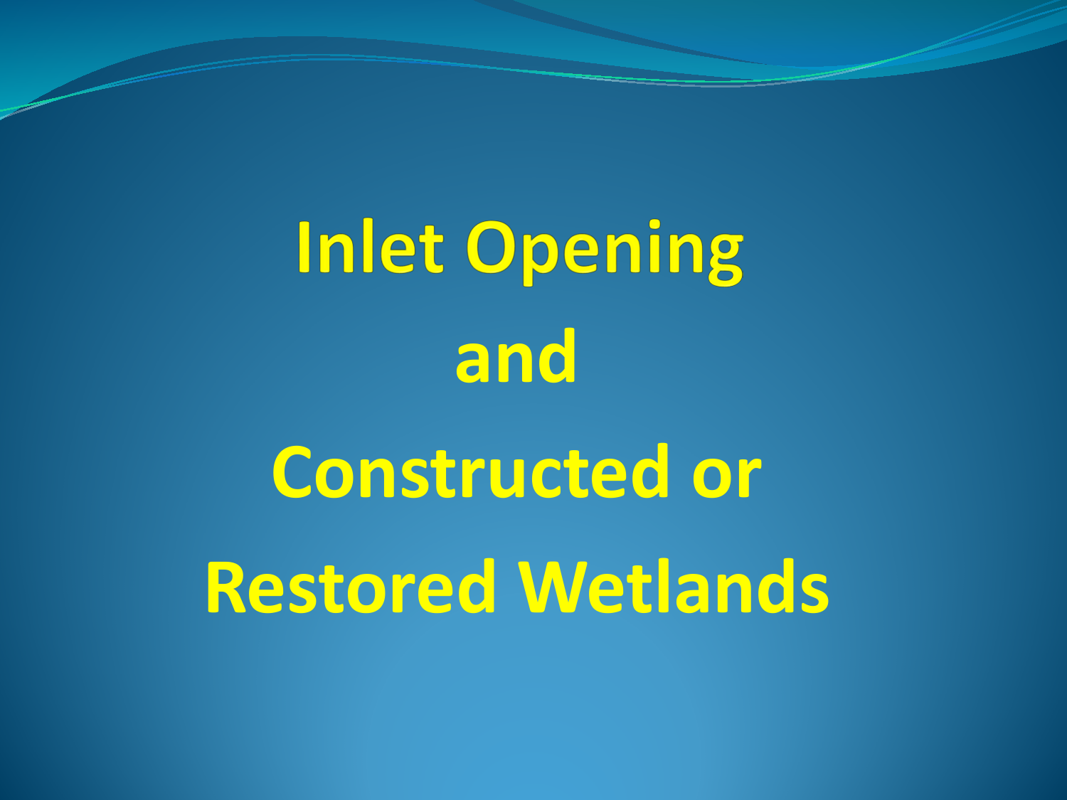# Inlet Opening

# and

# Constructed or

# Restored Wetlands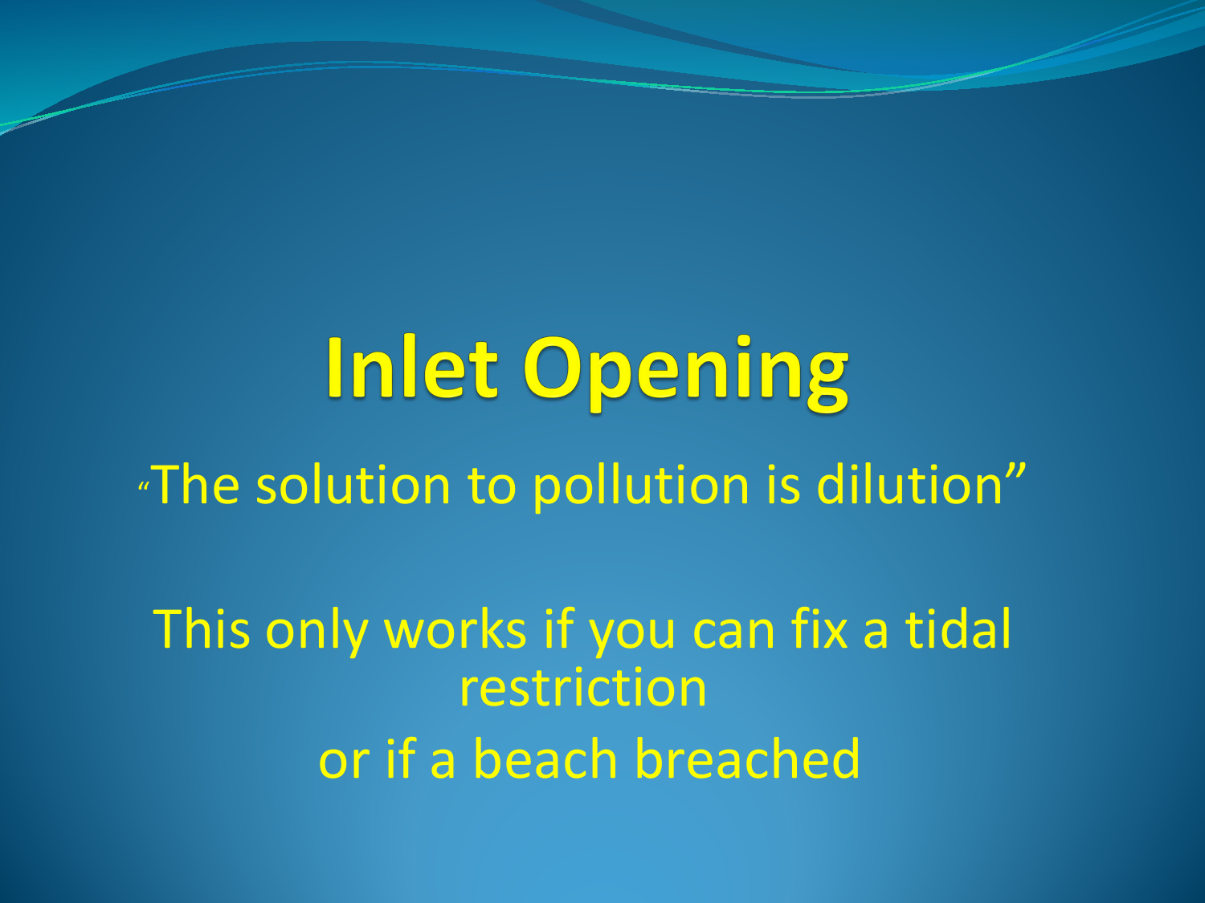# Inlet Opening

"The solution to pollution is dilution"

This only works if you can fix a tidal restriction
or if a beach breached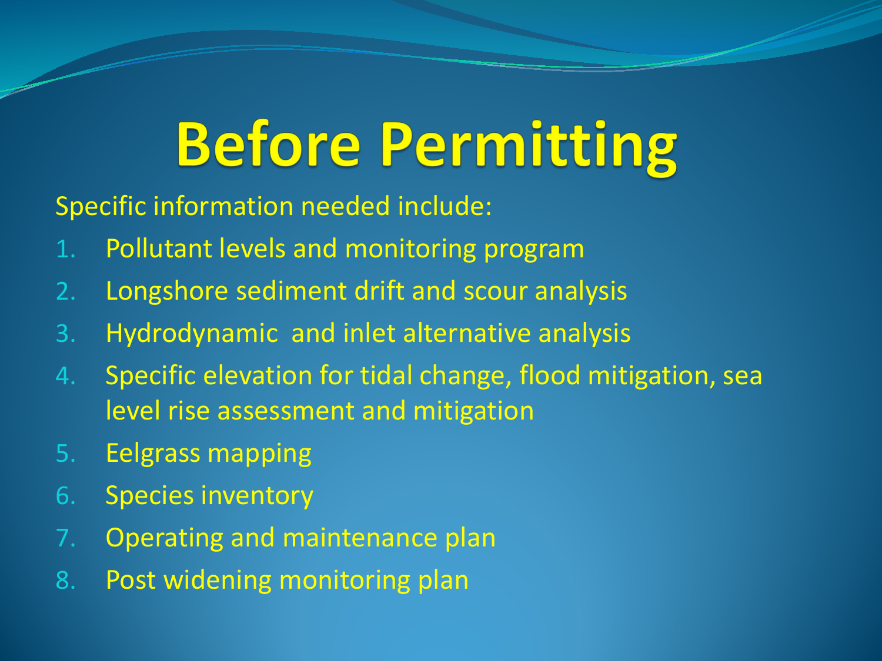# Before Permitting

Specific information needed include:

1. Pollutant levels and monitoring program
2. Longshore sediment drift and scour analysis
3. Hydrodynamic  and inlet alternative analysis
4. Specific elevation for tidal change, flood mitigation, sea level rise assessment and mitigation
5. Eelgrass mapping
6. Species inventory
7. Operating and maintenance plan
8. Post widening monitoring plan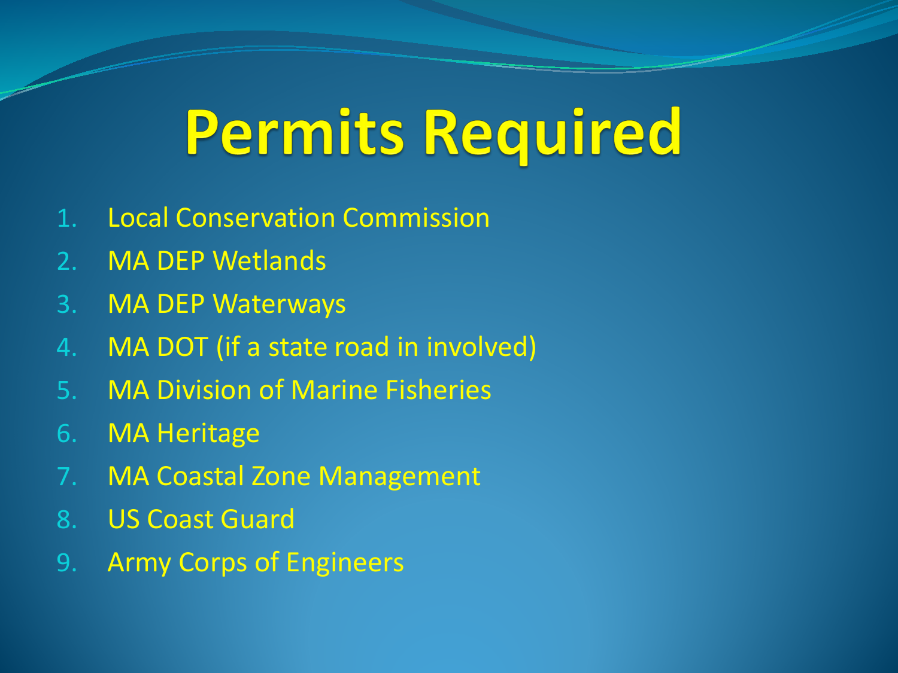# Permits Required

1. Local Conservation Commission
2. MA DEP Wetlands
3. MA DEP Waterways
4. MA DOT (if a state road in involved)
5. MA Division of Marine Fisheries
6. MA Heritage
7. MA Coastal Zone Management
8. US Coast Guard
9. Army Corps of Engineers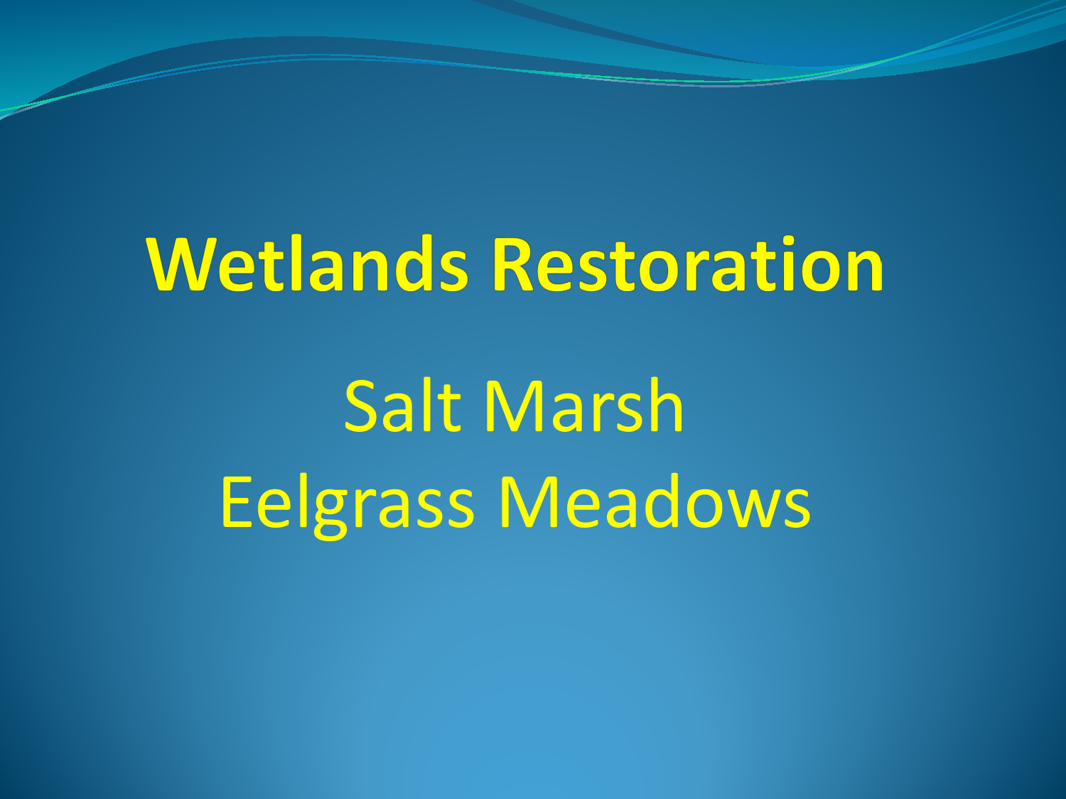# Wetlands Restoration

Salt Marsh

Eelgrass Meadows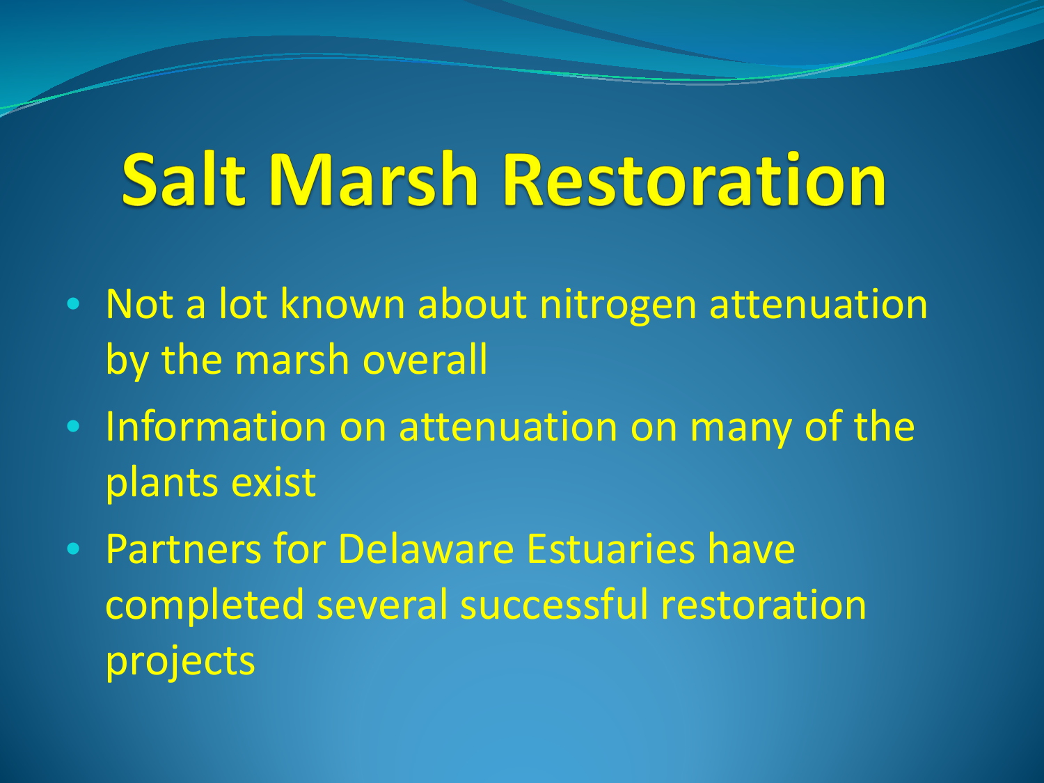# Salt Marsh Restoration

- Not a lot known about nitrogen attenuation by the marsh overall
- Information on attenuation on many of the plants exist
- Partners for Delaware Estuaries have completed several successful restoration projects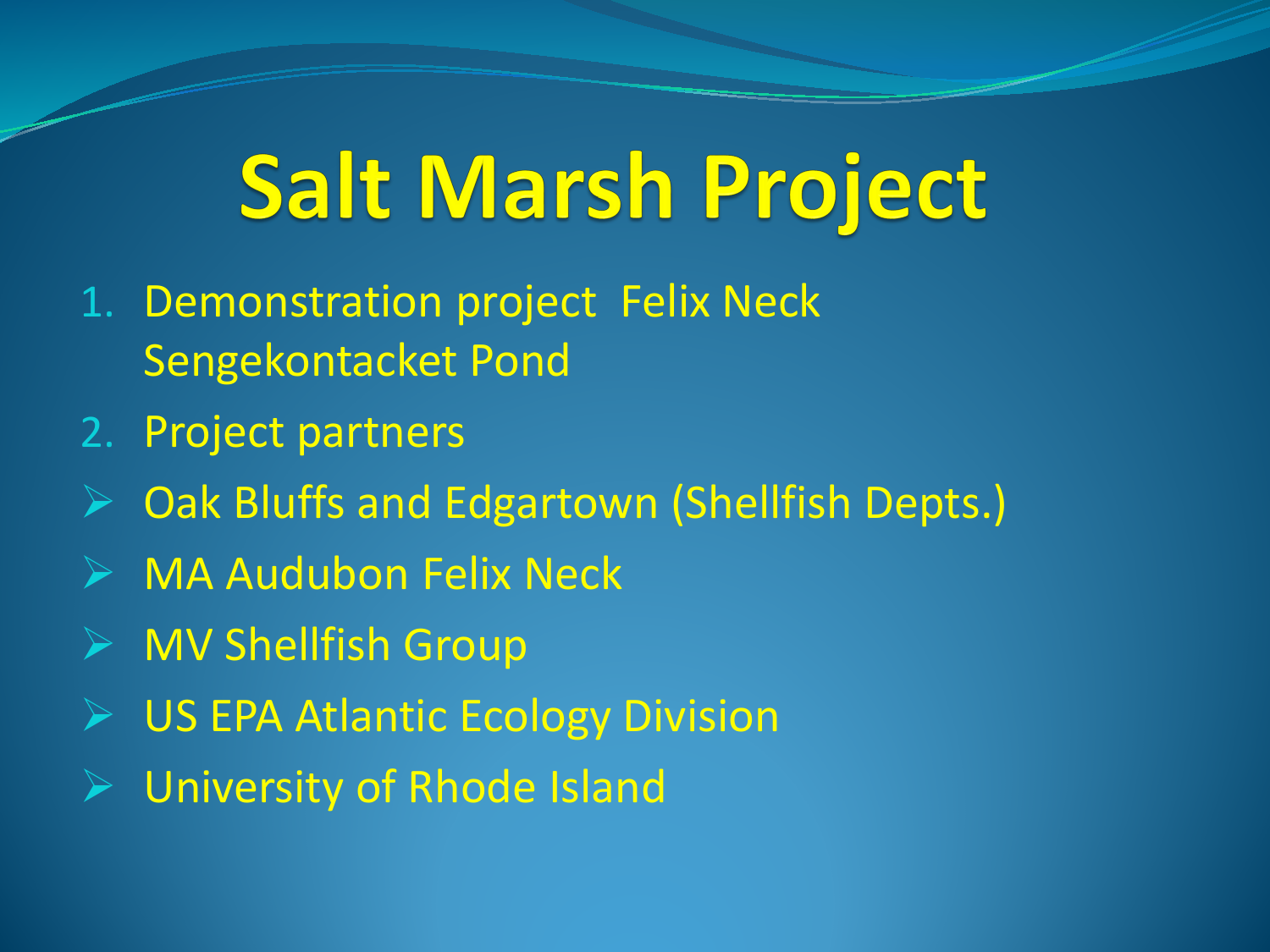# Salt Marsh Project

1. Demonstration project Felix Neck Sengekontacket Pond
2. Project partners

- Oak Bluffs and Edgartown (Shellfish Depts.)
- MA Audubon Felix Neck
- MV Shellfish Group
- US EPA Atlantic Ecology Division
- University of Rhode Island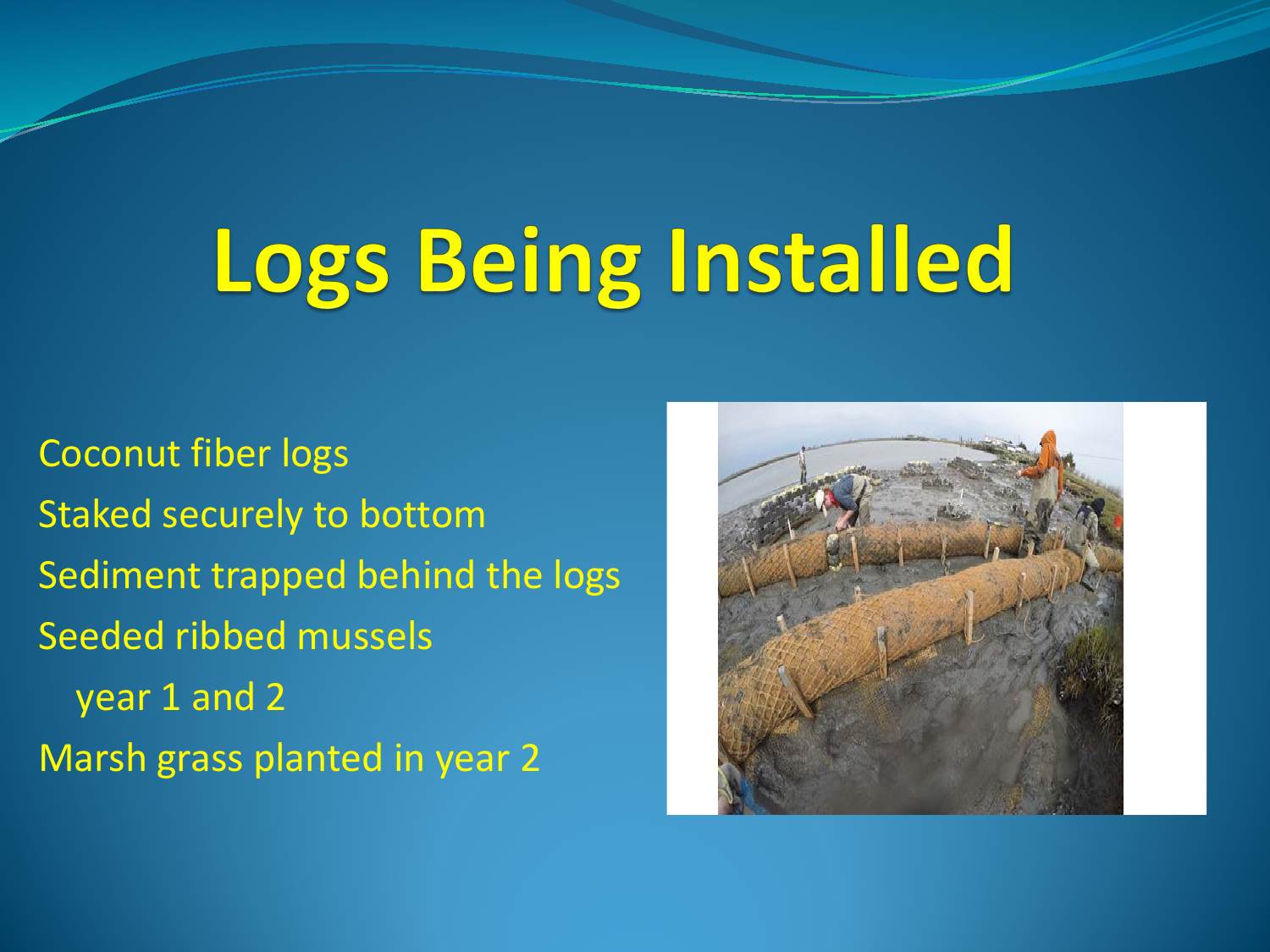# Logs Being Installed

- Coconut fiber logs
- Staked securely to bottom
- Sediment trapped behind the logs
- Seeded ribbed mussels
  - year 1 and 2
- Marsh grass planted in year 2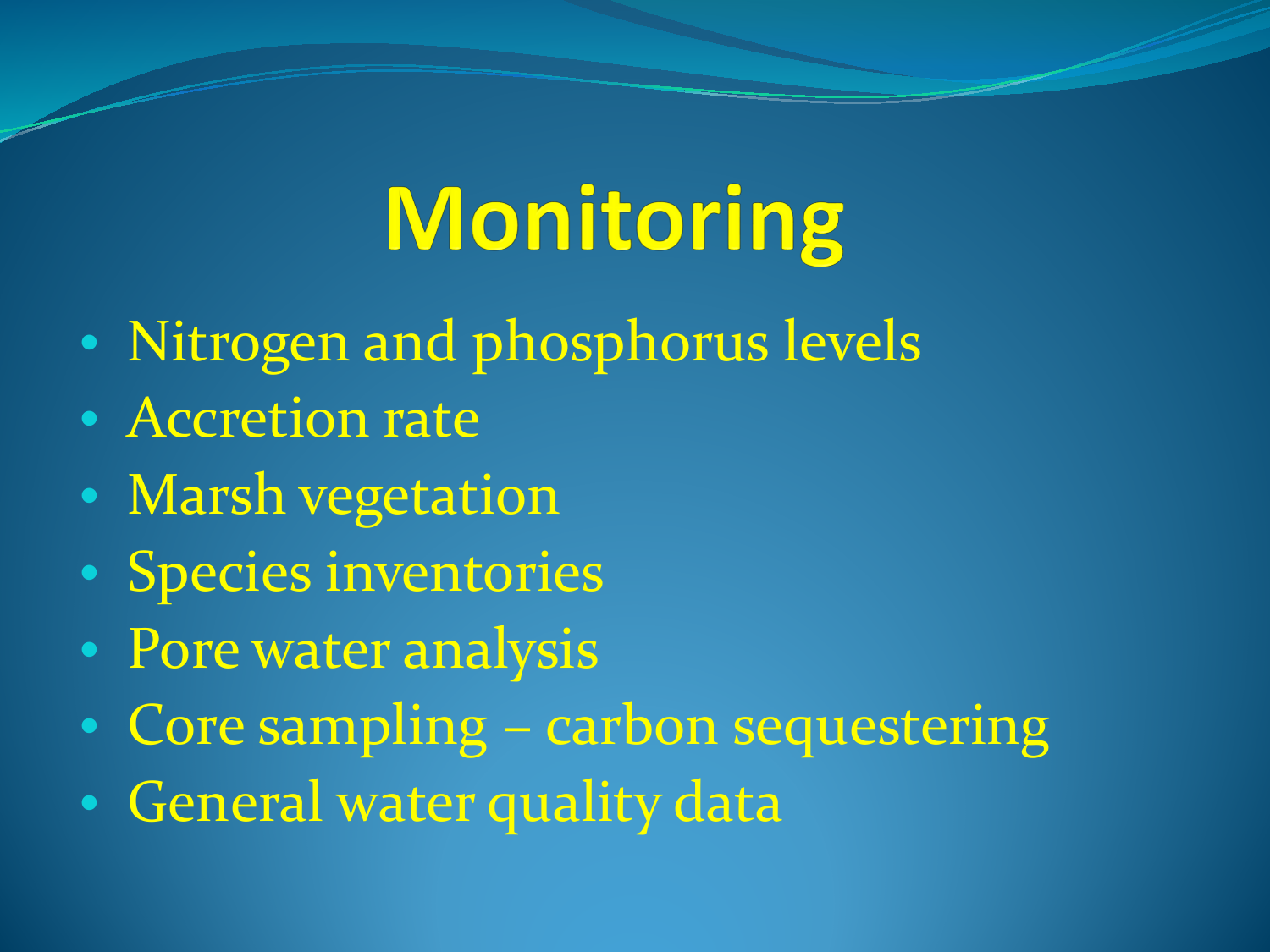# Monitoring

- Nitrogen and phosphorus levels
- Accretion rate
- Marsh vegetation
- Species inventories
- Pore water analysis
- Core sampling – carbon sequestering
- General water quality data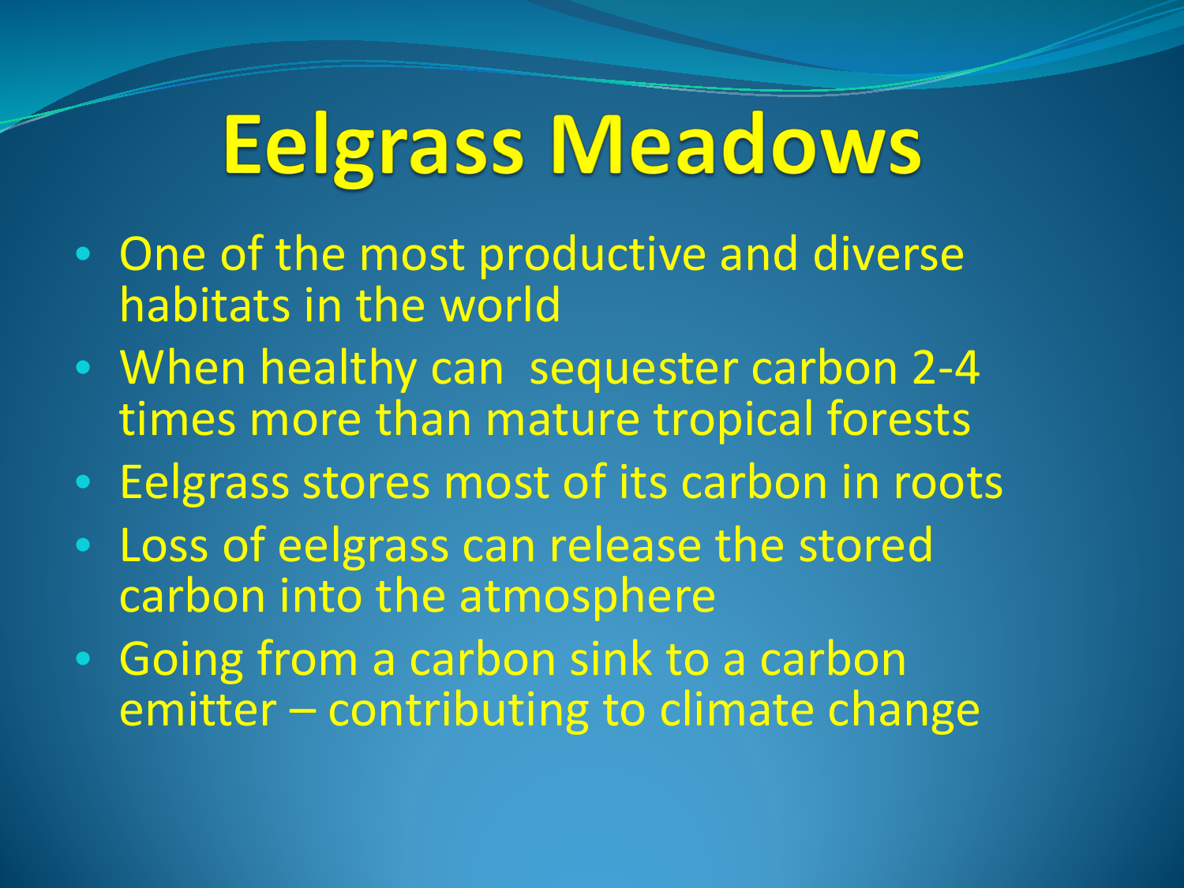# Eelgrass Meadows

- One of the most productive and diverse habitats in the world
- When healthy can sequester carbon 2-4 times more than mature tropical forests
- Eelgrass stores most of its carbon in roots
- Loss of eelgrass can release the stored carbon into the atmosphere
- Going from a carbon sink to a carbon emitter – contributing to climate change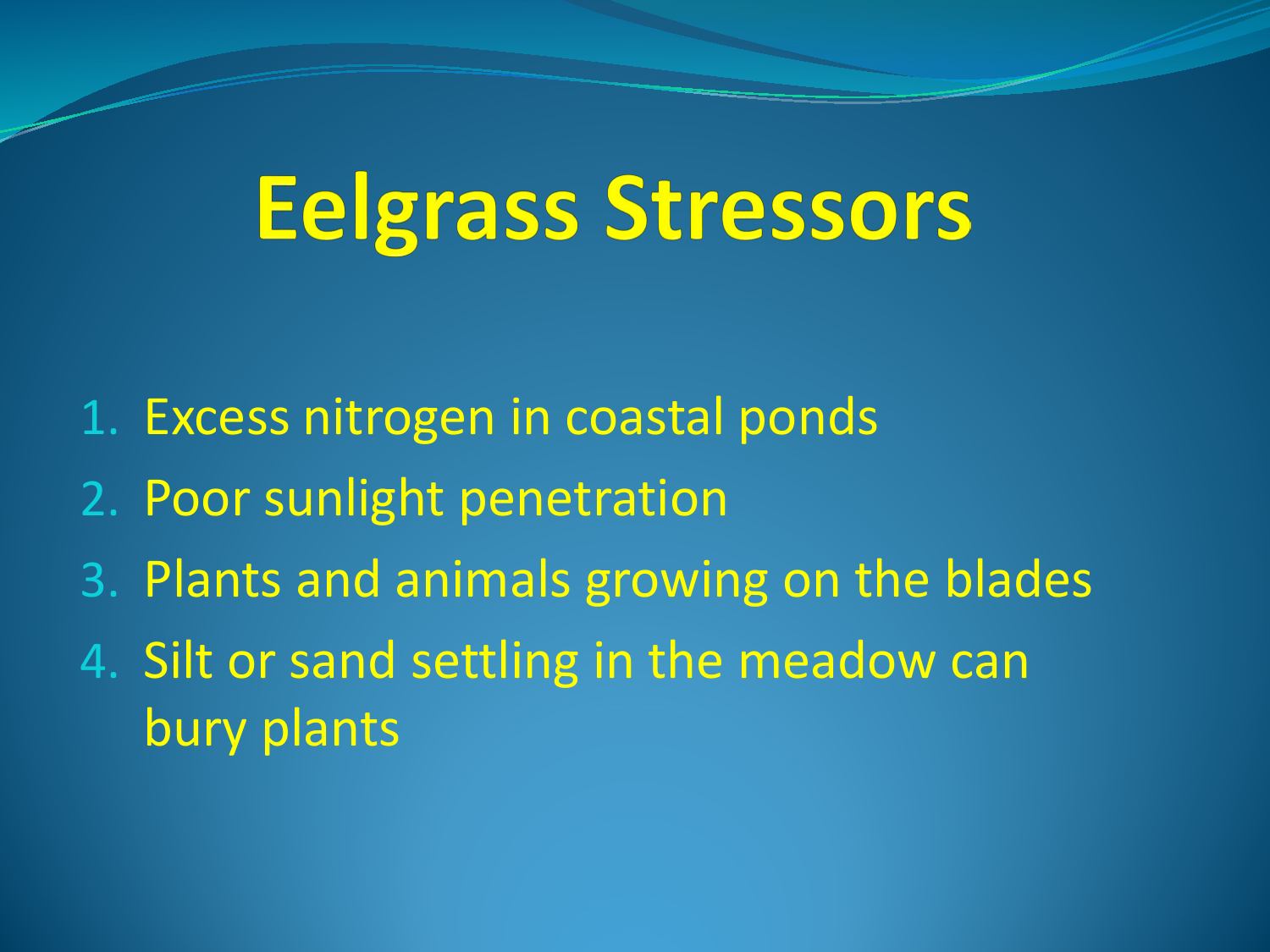# Eelgrass Stressors

1. Excess nitrogen in coastal ponds
2. Poor sunlight penetration
3. Plants and animals growing on the blades
4. Silt or sand settling in the meadow can bury plants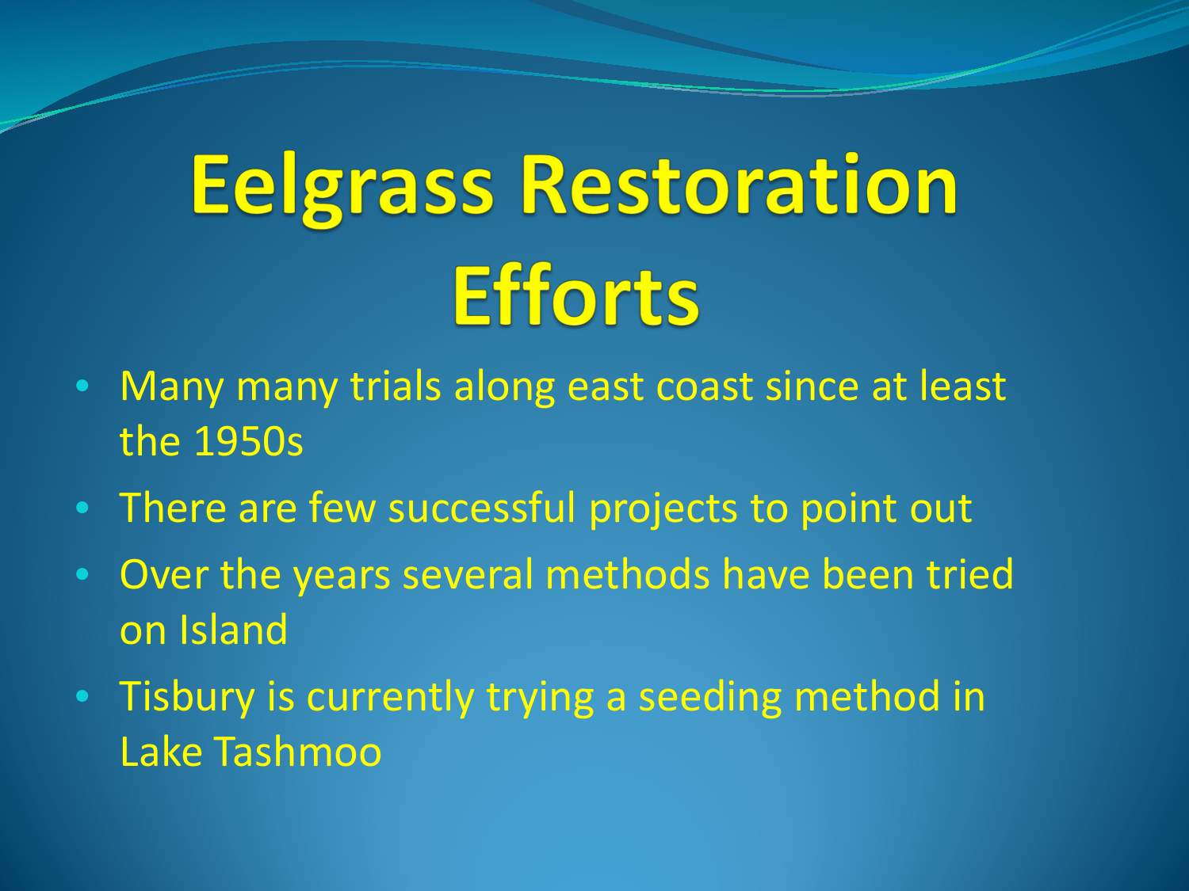# Eelgrass Restoration Efforts

- Many many trials along east coast since at least the 1950s
- There are few successful projects to point out
- Over the years several methods have been tried on Island
- Tisbury is currently trying a seeding method in Lake Tashmoo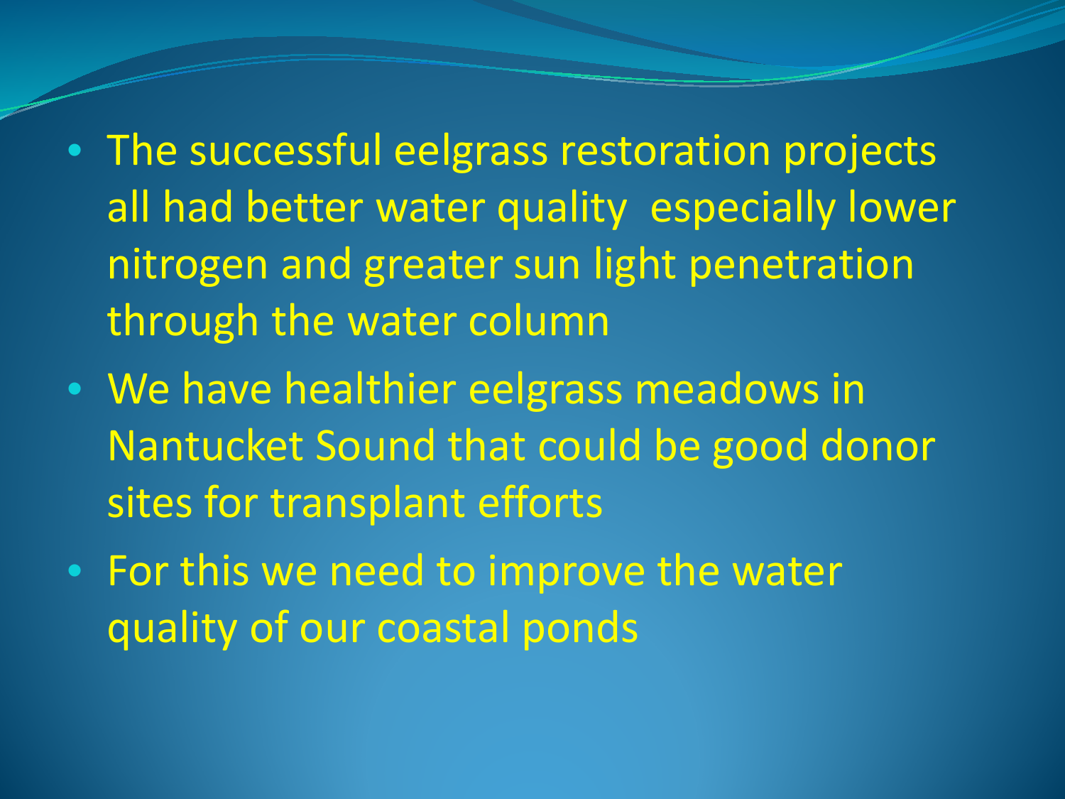- The successful eelgrass restoration projects all had better water quality  especially lower nitrogen and greater sun light penetration through the water column
- We have healthier eelgrass meadows in Nantucket Sound that could be good donor sites for transplant efforts
- For this we need to improve the water quality of our coastal ponds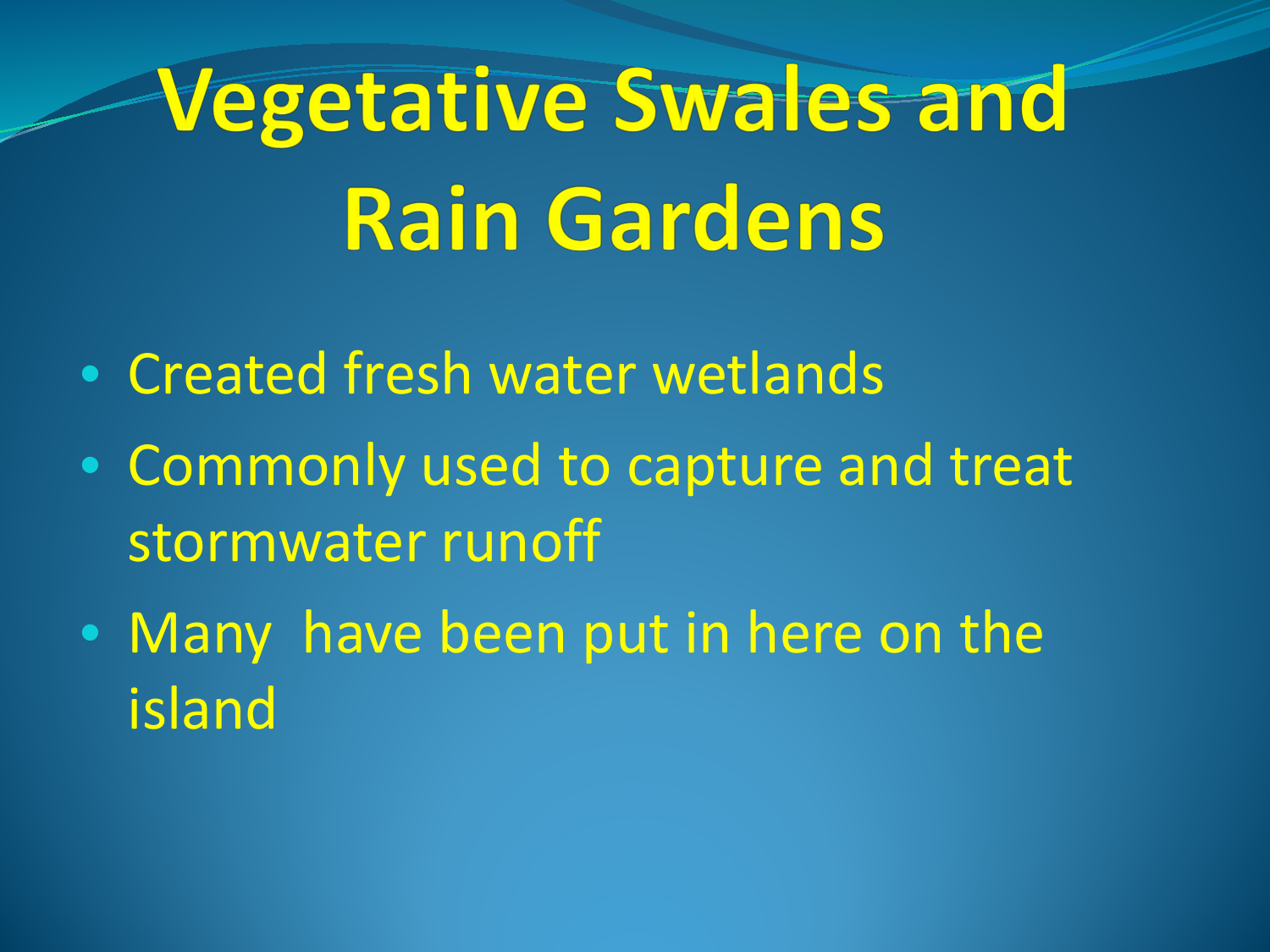# Vegetative Swales and Rain Gardens

- Created fresh water wetlands
- Commonly used to capture and treat stormwater runoff
- Many  have been put in here on the island